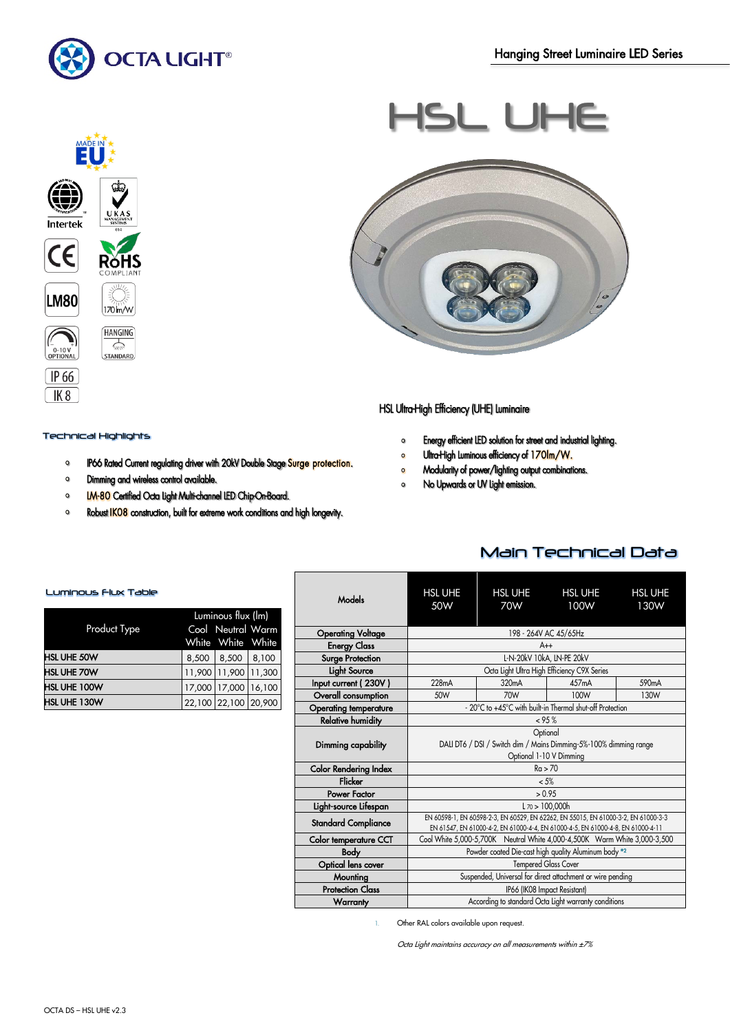# HSL UHE

Hanging Street Luminaire LED Series

MADE IN EU

Intertek

UKAS MANAGEMENT SYSTEMS

CE

RoHS COMPLIANT

LM80

170 lm/W

0-10 V OPTIONAL

HANGING STANDARD

IP 66

IK 8

HSL Ultra-High Efficiency (UHE) Luminaire

## Technical Highlights

- Energy efficient LED solution for street and industrial lighting.
- Ultra-high Luminous efficiency of 170lm/W.
- Modularity of power/lighting output combinations.
- No Upwards or UV Light emission.
- IP66 Rated Current regulating driver with 20kV Double Stage Surge protection.
- Dimming and wireless control available.
- LM-80 Certified Octa Light Multi-channel LED Chip-On-Board.
- Robust IK08 construction, built for extreme work conditions and high longevity.

## Main Technical Data

### Luminous Flux Table

| Product Type | Luminous flux (lm) Cool White | Neutral White | Warm White |
|---|---|---|---|
| HSL UHE 50W | 8,500 | 8,500 | 8,100 |
| HSL UHE 70W | 11,900 | 11,900 | 11,300 |
| HSL UHE 100W | 17,000 | 17,000 | 16,100 |
| HSL UHE 130W | 22,100 | 22,100 | 20,900 |

| Models | HSL UHE 50W | HSL UHE 70W | HSL UHE 100W | HSL UHE 130W |
|---|---|---|---|---|
| Operating Voltage | 198 - 264V AC 45/65Hz | | | |
| Energy Class | A++ | | | |
| Surge Protection | L-N-20kV 10kA, LN-PE 20kV | | | |
| Light Source | Octa Light Ultra High Efficiency C9X Series | | | |
| Input current ( 230V ) | 228mA | 320mA | 457mA | 590mA |
| Overall consumption | 50W | 70W | 100W | 130W |
| Operating temperature | - 20°C to +45°C with built-in Thermal shut-off Protection | | | |
| Relative humidity | < 95 % | | | |
| Dimming capability | Optional DALI DT6 / DSI / Switch dim / Mains Dimming-5%-100% dimming range Optional 1-10 V Dimming | | | |
| Color Rendering Index | Ra > 70 | | | |
| Flicker | < 5% | | | |
| Power Factor | > 0.95 | | | |
| Light-source Lifespan | $L_{70}$ > 100,000h | | | |
| Standard Compliance | EN 60598-1, EN 60598-2-3, EN 60529, EN 62262, EN 55015, EN 61000-3-2, EN 61000-3-3 EN 61547, EN 61000-4-2, EN 61000-4-4, EN 61000-4-5, EN 61000-4-8, EN 61000-4-11 | | | |
| Color temperature CCT | Cool White 5,000-5,700K Neutral White 4,000-4,500K Warm White 3,000-3,500 | | | |
| Body | Powder coated Die-cast high quality Aluminum body *2 | | | |
| Optical lens cover | Tempered Glass Cover | | | |
| Mounting | Suspended, Universal for direct attachment or wire pending | | | |
| Protection Class | IP66 (IK08 Impact Resistant) | | | |
| Warranty | According to standard Octa Light warranty conditions | | | |

1. Other RAL colors available upon request.

*Octa Light maintains accuracy on all measurements within ±7%*

OCTA DS – HSL UHE v2.3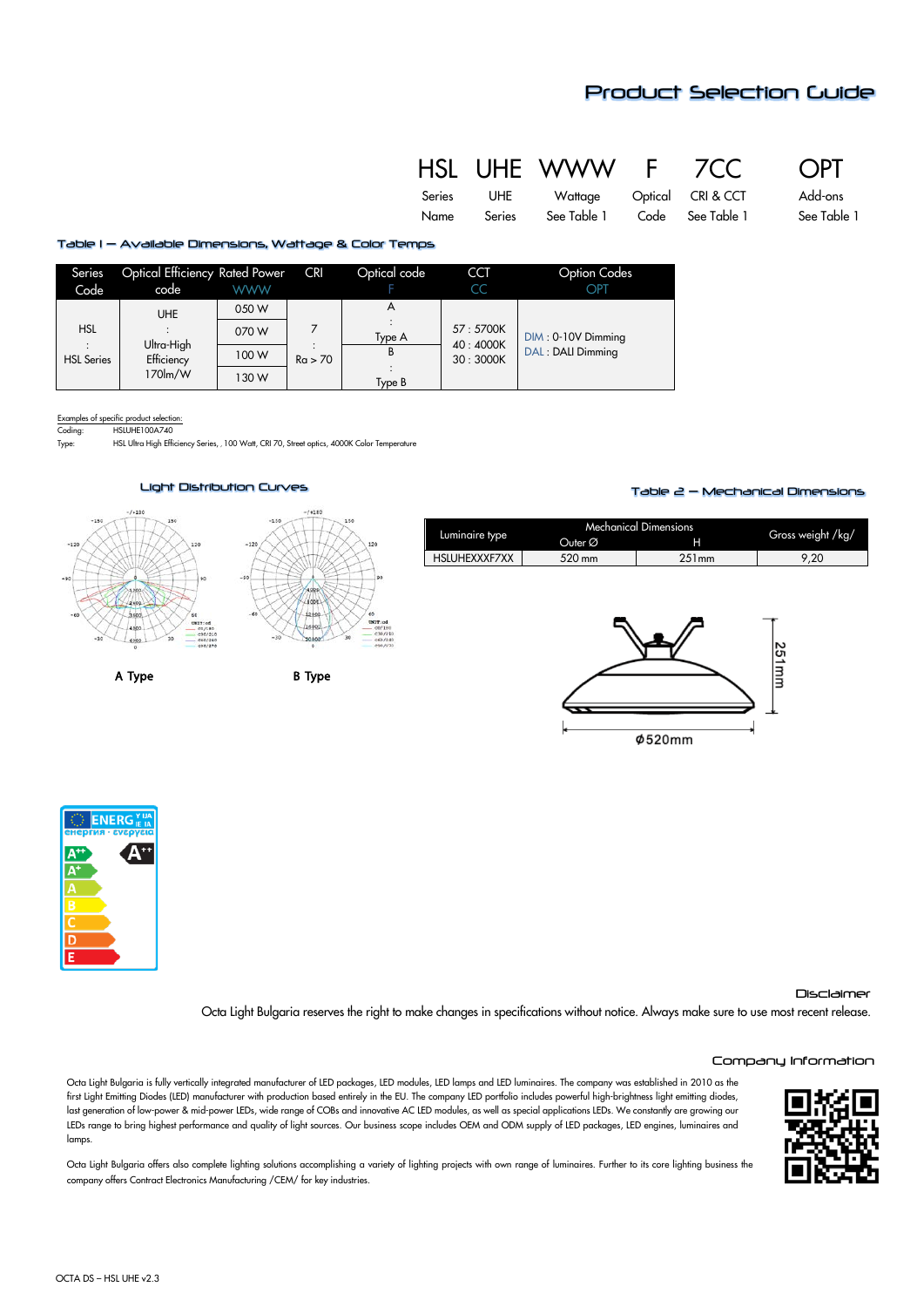# Product Selection Guide

| HSL | UHE | WWW | F | 7CC | OPT |
|---|---|---|---|---|---|
| Series Name | UHE Series | Wattage See Table 1 | Optical Code | CRI & CCT See Table 1 | Add-ons See Table 1 |

## Table 1 – Available Dimensions, Wattage & Color Temps

| Series Code | Optical Efficiency code | Rated Power WWW | CRI | Optical code F | CCT CC | Option Codes OPT |
|---|---|---|---|---|---|---|
| HSL : HSL Series | UHE : Ultra-High Efficiency 170lm/W | 050 W | 7 : Ra > 70 | A : Type A | 57 : 5700K<br>40 : 4000K<br>30 : 3000K | DIM : 0-10V Dimming<br>DAL : DALI Dimming |
| | | 070 W | | | | |
| | | 100 W | | B : Type B | | |
| | | 130 W | | | | |

Examples of specific product selection:

Coding: HSLUHE100A740

Type: HSL Ultra High Efficiency Series, , 100 Watt, CRI 70, Street optics, 4000K Color Temperature

## Light Distribution Curves

A Type

B Type

## Table 2 – Mechanical Dimensions

| Luminaire type | Mechanical Dimensions | | Gross weight /kg/ |
|---|---|---|---|
| | Outer Ø | H | |
| HSLUHEXXXF7XX | 520 mm | 251mm | 9,20 |

251mm

ϕ520mm

A++

## Disclaimer

Octa Light Bulgaria reserves the right to make changes in specifications without notice. Always make sure to use most recent release.

## Company Information

Octa Light Bulgaria is fully vertically integrated manufacturer of LED packages, LED modules, LED lamps and LED luminaires. The company was established in 2010 as the first Light Emitting Diodes (LED) manufacturer with production based entirely in the EU. The company LED portfolio includes powerful high-brightness light emitting diodes, last generation of low-power & mid-power LEDs, wide range of COBs and innovative AC LED modules, as well as special applications LEDs. We constantly are growing our LEDs range to bring highest performance and quality of light sources. Our business scope includes OEM and ODM supply of LED packages, LED engines, luminaires and lamps.

Octa Light Bulgaria offers also complete lighting solutions accomplishing a variety of lighting projects with own range of luminaires. Further to its core lighting business the company offers Contract Electronics Manufacturing /CEM/ for key industries.

OCTA DS – HSL UHE v2.3